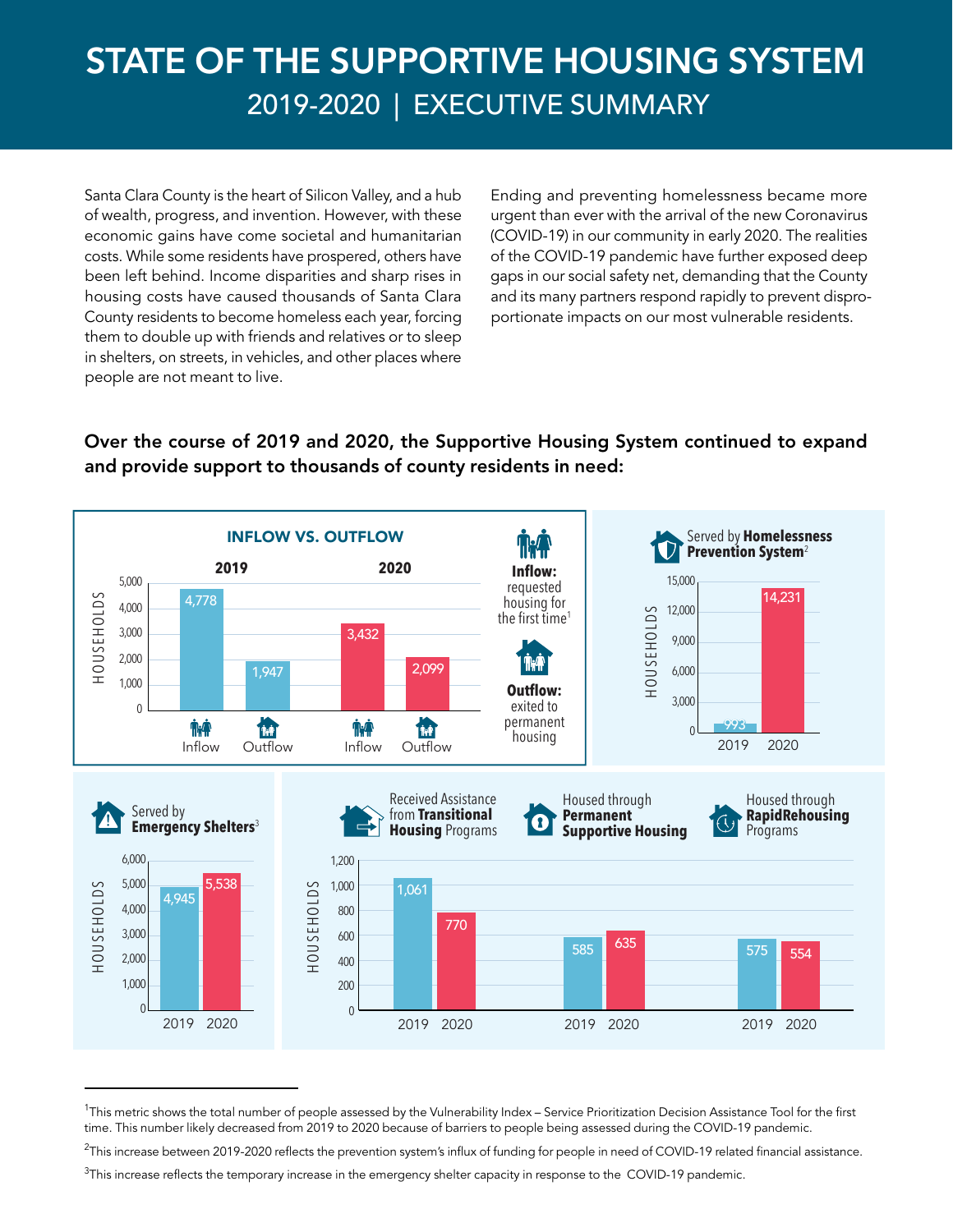# STATE OF THE SUPPORTIVE HOUSING SYSTEM

## 2019-2020 | EXECUTIVE SUMMARY

Santa Clara County is the heart of Silicon Valley, and a hub of wealth, progress, and invention. However, with these economic gains have come societal and humanitarian costs. While some residents have prospered, others have been left behind. Income disparities and sharp rises in housing costs have caused thousands of Santa Clara County residents to become homeless each year, forcing them to double up with friends and relatives or to sleep in shelters, on streets, in vehicles, and other places where people are not meant to live.

Ending and preventing homelessness became more urgent than ever with the arrival of the new Coronavirus (COVID-19) in our community in early 2020. The realities of the COVID-19 pandemic have further exposed deep gaps in our social safety net, demanding that the County and its many partners respond rapidly to prevent disproportionate impacts on our most vulnerable residents.

**Over the course of 2019 and 2020, the Supportive Housing System continued to expand and provide support to thousands of county residents in need:**

### INFLOW VS. OUTFLOW

**Inflow:** requested housing for the first time[1]

**Outflow:** exited to permanent housing

| Households | 2019 | 2020 |
|---|---|---|
| Inflow | 4,778 | 3,432 |
| Outflow | 1,947 | 2,099 |

### Served by Homelessness Prevention System[2]

| Households | 2019 | 2020 |
|---|---|---|
| Served by Homelessness Prevention System | 993 | 14,231 |

### Served by Emergency Shelters[3]

| Households | 2019 | 2020 |
|---|---|---|
| Served by Emergency Shelters | 4,945 | 5,538 |

### Housing Programs

| Households | 2019 | 2020 |
|---|---|---|
| Received Assistance from Transitional Housing Programs | 1,061 | 770 |
| Housed through Permanent Supportive Housing | 585 | 635 |
| Housed through RapidRehousing Programs | 575 | 554 |

---

[1]This metric shows the total number of people assessed by the Vulnerability Index – Service Prioritization Decision Assistance Tool for the first time. This number likely decreased from 2019 to 2020 because of barriers to people being assessed during the COVID-19 pandemic.

[2]This increase between 2019-2020 reflects the prevention system's influx of funding for people in need of COVID-19 related financial assistance.

[3]This increase reflects the temporary increase in the emergency shelter capacity in response to the COVID-19 pandemic.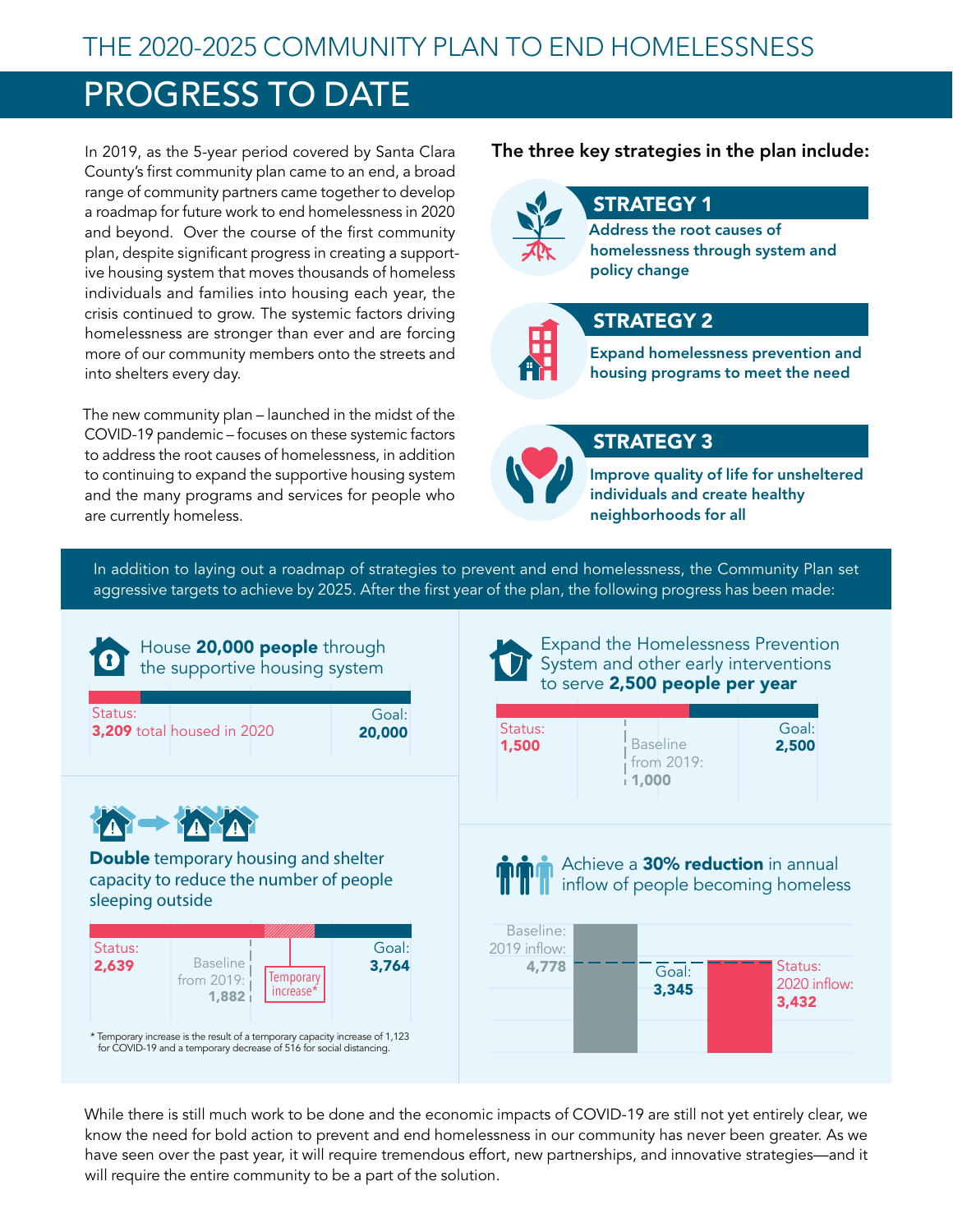# THE 2020-2025 COMMUNITY PLAN TO END HOMELESSNESS

## PROGRESS TO DATE

In 2019, as the 5-year period covered by Santa Clara County's first community plan came to an end, a broad range of community partners came together to develop a roadmap for future work to end homelessness in 2020 and beyond. Over the course of the first community plan, despite significant progress in creating a supportive housing system that moves thousands of homeless individuals and families into housing each year, the crisis continued to grow. The systemic factors driving homelessness are stronger than ever and are forcing more of our community members onto the streets and into shelters every day.

The new community plan – launched in the midst of the COVID-19 pandemic – focuses on these systemic factors to address the root causes of homelessness, in addition to continuing to expand the supportive housing system and the many programs and services for people who are currently homeless.

### The three key strategies in the plan include:

**STRATEGY 1**
Address the root causes of homelessness through system and policy change

**STRATEGY 2**
Expand homelessness prevention and housing programs to meet the need

**STRATEGY 3**
Improve quality of life for unsheltered individuals and create healthy neighborhoods for all

In addition to laying out a roadmap of strategies to prevent and end homelessness, the Community Plan set aggressive targets to achieve by 2025. After the first year of the plan, the following progress has been made:

House **20,000 people** through the supportive housing system

Status:
**3,209** total housed in 2020
Goal:
**20,000**

Expand the Homelessness Prevention System and other early interventions to serve **2,500 people per year**

Status:
**1,500**
Baseline from 2019:
**1,000**
Goal:
**2,500**

**Double** temporary housing and shelter capacity to reduce the number of people sleeping outside

Status:
**2,639**
Baseline from 2019:
**1,882**
Temporary increase*
Goal:
**3,764**

\* Temporary increase is the result of a temporary capacity increase of 1,123 for COVID-19 and a temporary decrease of 516 for social distancing.

Achieve a **30% reduction** in annual inflow of people becoming homeless

Baseline: 2019 inflow:
**4,778**
Goal:
**3,345**
Status: 2020 inflow:
**3,432**

While there is still much work to be done and the economic impacts of COVID-19 are still not yet entirely clear, we know the need for bold action to prevent and end homelessness in our community has never been greater. As we have seen over the past year, it will require tremendous effort, new partnerships, and innovative strategies—and it will require the entire community to be a part of the solution.